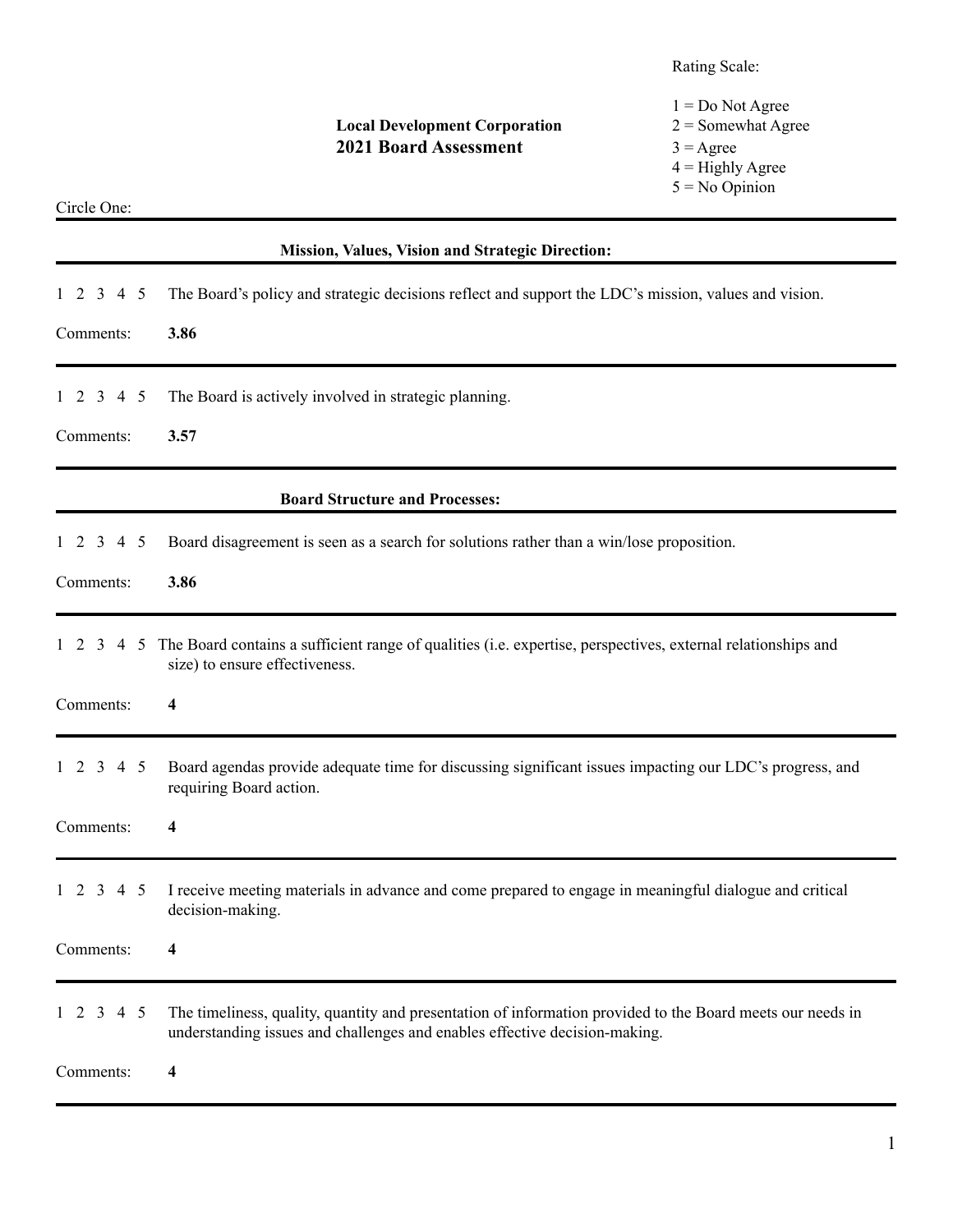Rating Scale:

1 = Do Not Agree
2 = Somewhat Agree
3 = Agree
4 = Highly Agree
5 = No Opinion

**Local Development Corporation**
**2021 Board Assessment**

Circle One:

---

**Mission, Values, Vision and Strategic Direction:**

---

1 2 3 4 5 The Board's policy and strategic decisions reflect and support the LDC's mission, values and vision.

Comments: **3.86**

---

1 2 3 4 5 The Board is actively involved in strategic planning.

Comments: **3.57**

---

**Board Structure and Processes:**

---

1 2 3 4 5 Board disagreement is seen as a search for solutions rather than a win/lose proposition.

Comments: **3.86**

---

1 2 3 4 5 The Board contains a sufficient range of qualities (i.e. expertise, perspectives, external relationships and size) to ensure effectiveness.

Comments: **4**

---

1 2 3 4 5 Board agendas provide adequate time for discussing significant issues impacting our LDC's progress, and requiring Board action.

Comments: **4**

---

1 2 3 4 5 I receive meeting materials in advance and come prepared to engage in meaningful dialogue and critical decision-making.

Comments: **4**

---

1 2 3 4 5 The timeliness, quality, quantity and presentation of information provided to the Board meets our needs in understanding issues and challenges and enables effective decision-making.

Comments: **4**

---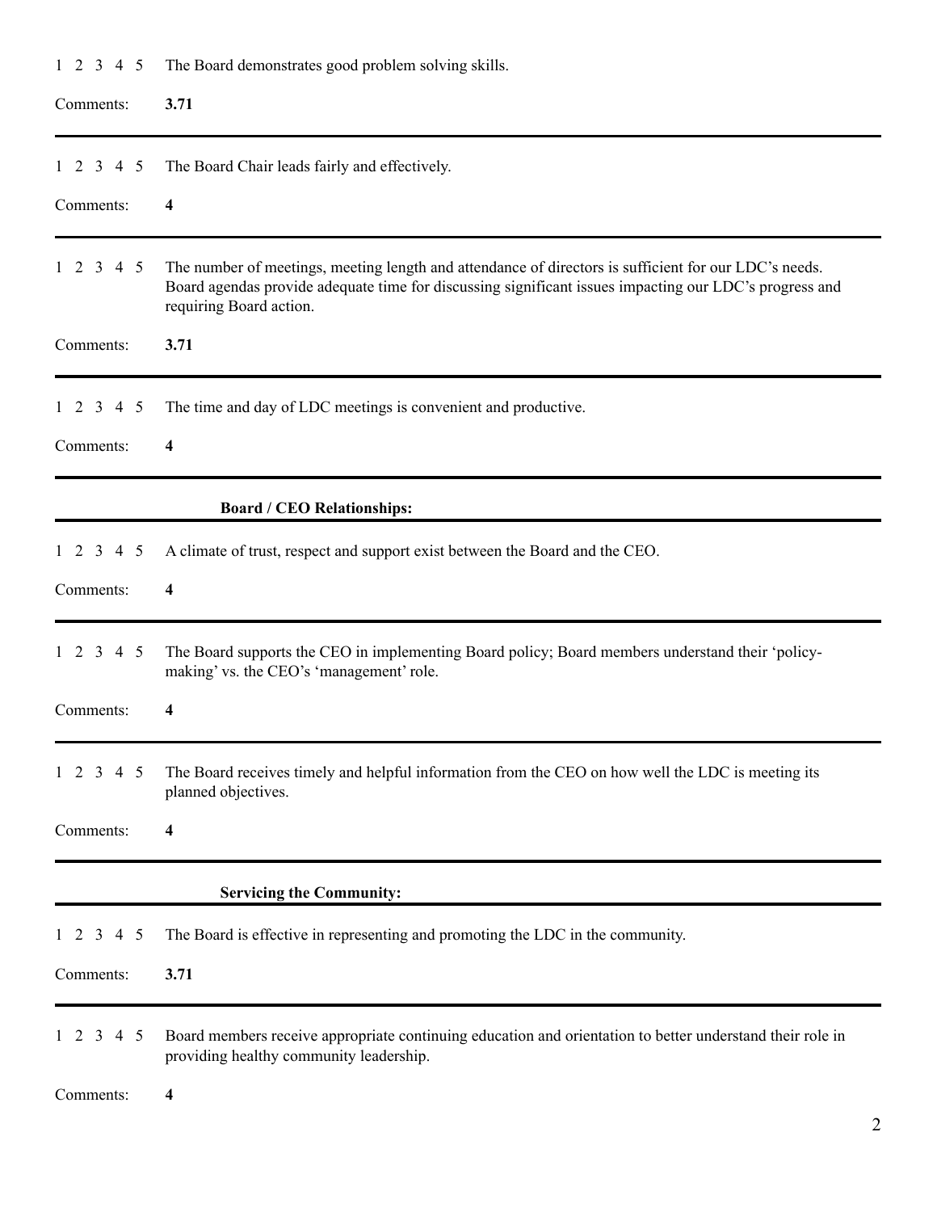1 2 3 4 5 The Board demonstrates good problem solving skills.

Comments: **3.71**

---

1 2 3 4 5 The Board Chair leads fairly and effectively.

Comments: **4**

---

1 2 3 4 5 The number of meetings, meeting length and attendance of directors is sufficient for our LDC's needs. Board agendas provide adequate time for discussing significant issues impacting our LDC's progress and requiring Board action.

Comments: **3.71**

---

1 2 3 4 5 The time and day of LDC meetings is convenient and productive.

Comments: **4**

---

### Board / CEO Relationships:

1 2 3 4 5 A climate of trust, respect and support exist between the Board and the CEO.

Comments: **4**

---

1 2 3 4 5 The Board supports the CEO in implementing Board policy; Board members understand their 'policy-making' vs. the CEO's 'management' role.

Comments: **4**

---

1 2 3 4 5 The Board receives timely and helpful information from the CEO on how well the LDC is meeting its planned objectives.

Comments: **4**

---

### Servicing the Community:

1 2 3 4 5 The Board is effective in representing and promoting the LDC in the community.

Comments: **3.71**

---

1 2 3 4 5 Board members receive appropriate continuing education and orientation to better understand their role in providing healthy community leadership.

Comments: **4**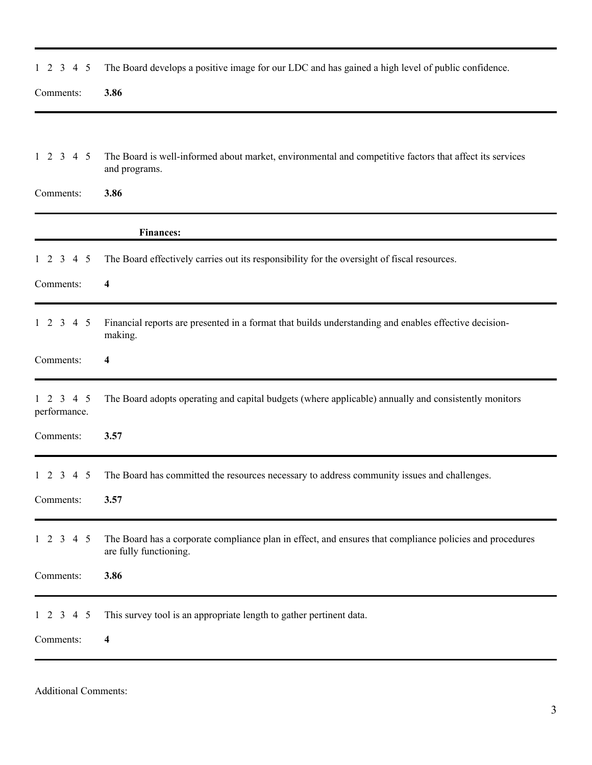1 2 3 4 5 The Board develops a positive image for our LDC and has gained a high level of public confidence.

Comments: **3.86**

---

1 2 3 4 5 The Board is well-informed about market, environmental and competitive factors that affect its services and programs.

Comments: **3.86**

---

**Finances:**

---

1 2 3 4 5 The Board effectively carries out its responsibility for the oversight of fiscal resources.

Comments: **4**

---

1 2 3 4 5 Financial reports are presented in a format that builds understanding and enables effective decision-making.

Comments: **4**

---

1 2 3 4 5 The Board adopts operating and capital budgets (where applicable) annually and consistently monitors performance.

Comments: **3.57**

---

1 2 3 4 5 The Board has committed the resources necessary to address community issues and challenges.

Comments: **3.57**

---

1 2 3 4 5 The Board has a corporate compliance plan in effect, and ensures that compliance policies and procedures are fully functioning.

Comments: **3.86**

---

1 2 3 4 5 This survey tool is an appropriate length to gather pertinent data.

Comments: **4**

---

Additional Comments: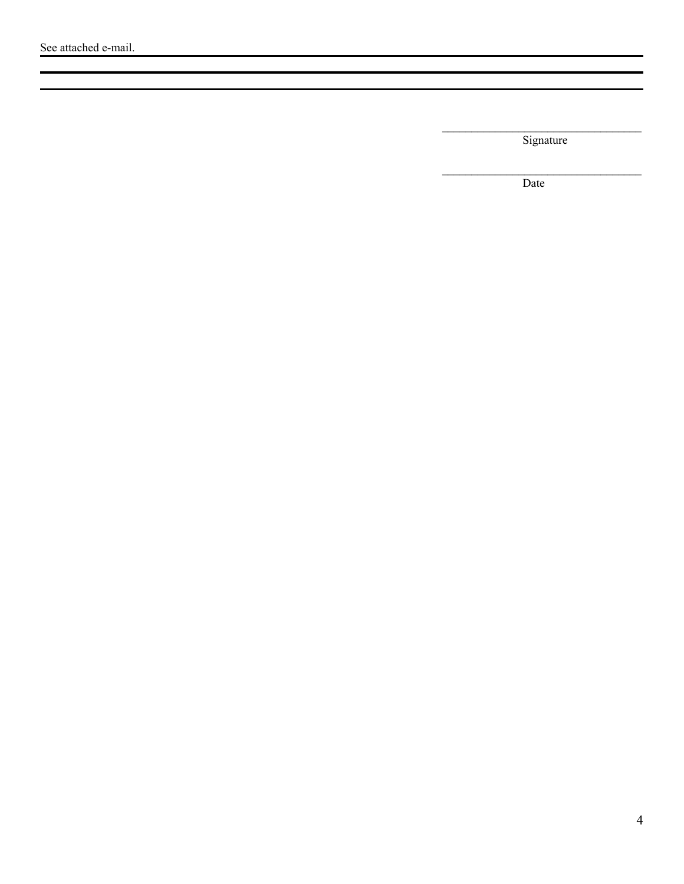See attached e-mail.

---

---

---

\_\_\_\_\_\_\_\_\_\_\_\_\_\_\_\_\_\_\_\_\_\_\_\_\_\_\_\_\_\_\_\_\_\_\_

Signature

\_\_\_\_\_\_\_\_\_\_\_\_\_\_\_\_\_\_\_\_\_\_\_\_\_\_\_\_\_\_\_\_\_\_\_

Date